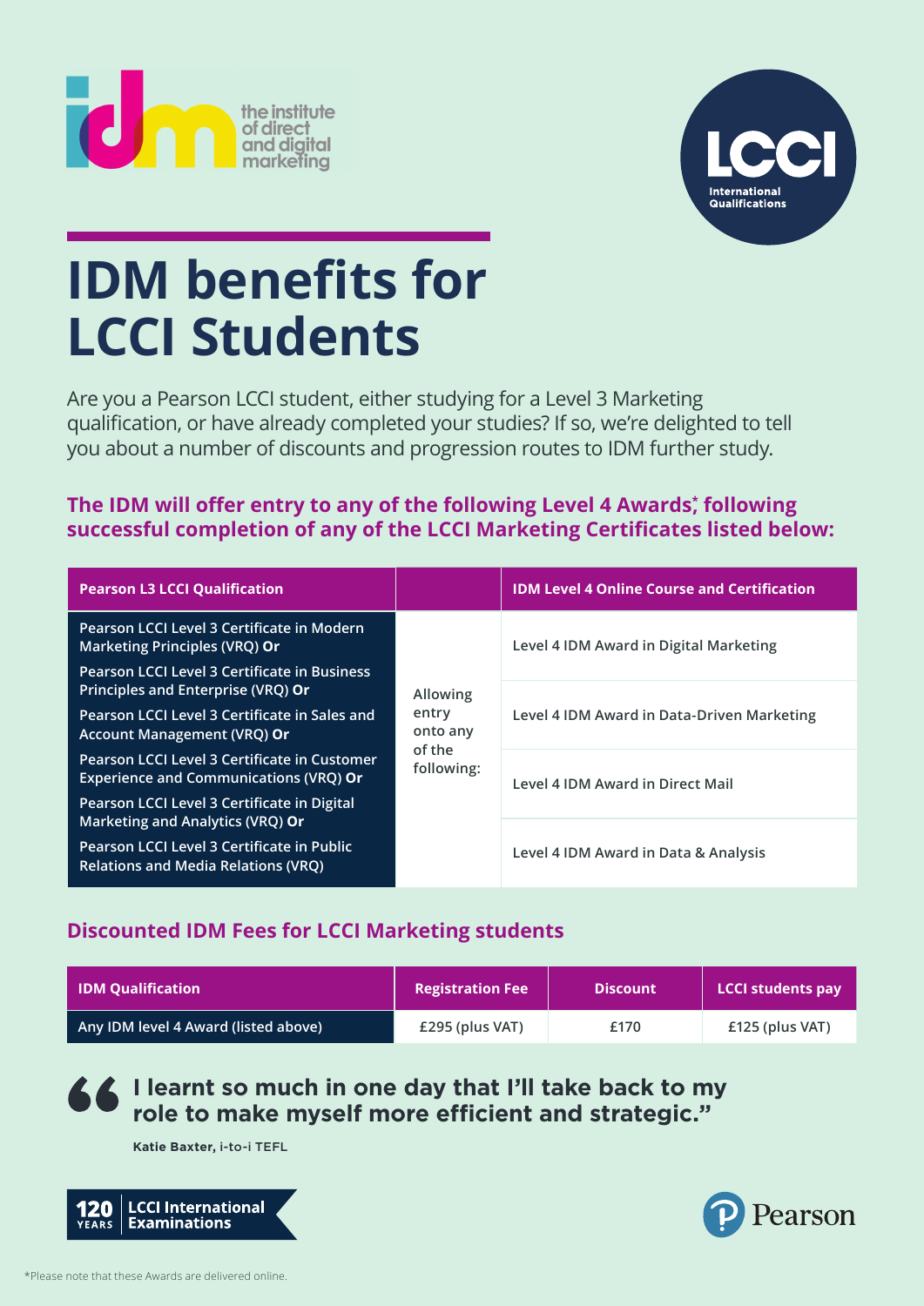# IDM benefits for LCCI Students

Are you a Pearson LCCI student, either studying for a Level 3 Marketing qualification, or have already completed your studies? If so, we're delighted to tell you about a number of discounts and progression routes to IDM further study.

**The IDM will offer entry to any of the following Level 4 Awards*, following successful completion of any of the LCCI Marketing Certificates listed below:**

| Pearson L3 LCCI Qualification | | IDM Level 4 Online Course and Certification |
|---|---|---|
| Pearson LCCI Level 3 Certificate in Modern Marketing Principles (VRQ) **Or**<br>Pearson LCCI Level 3 Certificate in Business Principles and Enterprise (VRQ) **Or**<br>Pearson LCCI Level 3 Certificate in Sales and Account Management (VRQ) **Or**<br>Pearson LCCI Level 3 Certificate in Customer Experience and Communications (VRQ) **Or**<br>Pearson LCCI Level 3 Certificate in Digital Marketing and Analytics (VRQ) **Or**<br>Pearson LCCI Level 3 Certificate in Public Relations and Media Relations (VRQ) | Allowing entry onto any of the following: | Level 4 IDM Award in Digital Marketing<br>Level 4 IDM Award in Data-Driven Marketing<br>Level 4 IDM Award in Direct Mail<br>Level 4 IDM Award in Data & Analysis |

## Discounted IDM Fees for LCCI Marketing students

| IDM Qualification | Registration Fee | Discount | LCCI students pay |
|---|---|---|---|
| Any IDM level 4 Award (listed above) | £295 (plus VAT) | £170 | £125 (plus VAT) |

> **"I learnt so much in one day that I'll take back to my role to make myself more efficient and strategic."**
>
> **Katie Baxter,** i-to-i TEFL

*Please note that these Awards are delivered online.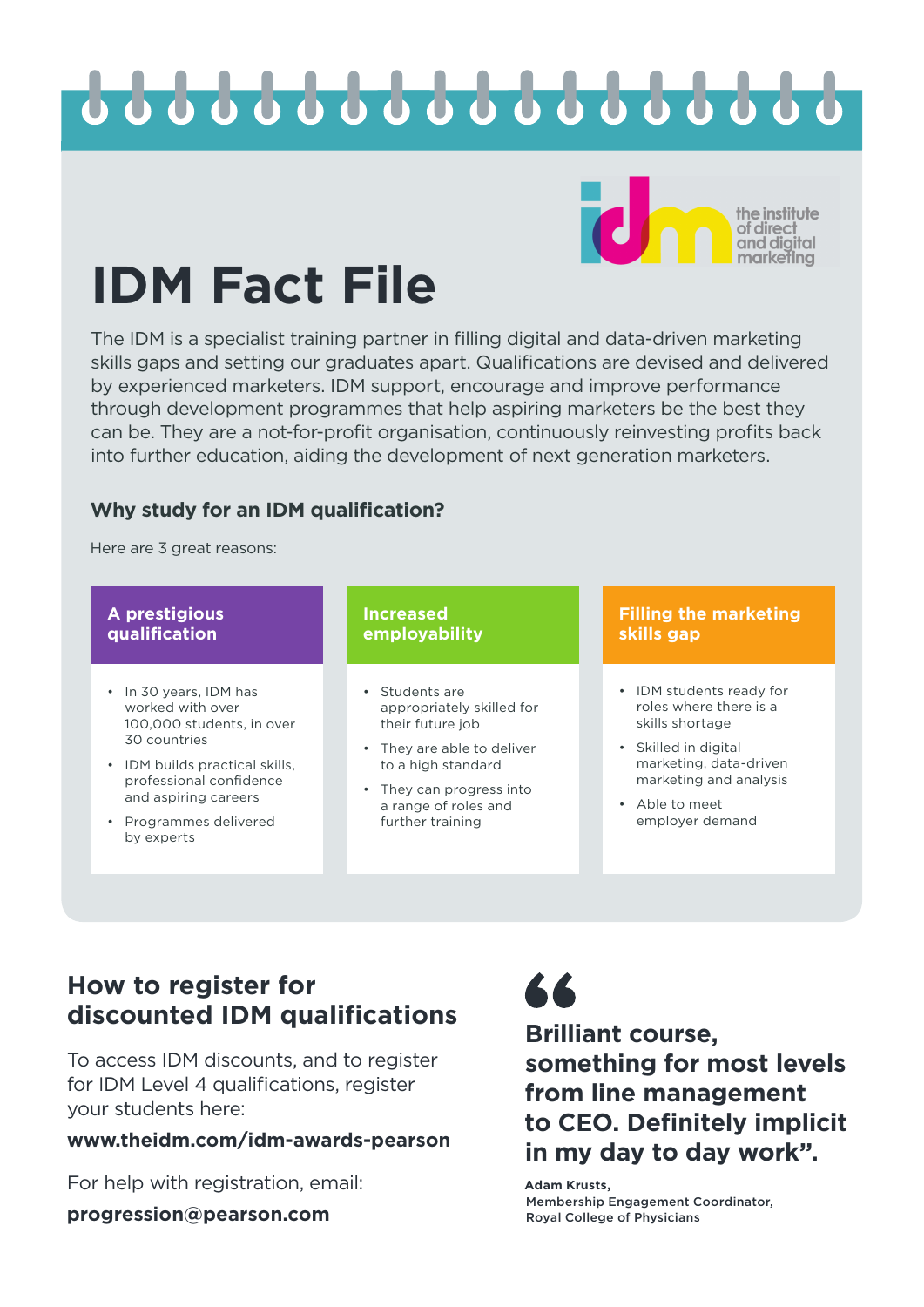# IDM Fact File

The IDM is a specialist training partner in filling digital and data-driven marketing skills gaps and setting our graduates apart. Qualifications are devised and delivered by experienced marketers. IDM support, encourage and improve performance through development programmes that help aspiring marketers be the best they can be. They are a not-for-profit organisation, continuously reinvesting profits back into further education, aiding the development of next generation marketers.

## Why study for an IDM qualification?

Here are 3 great reasons:

### A prestigious qualification

- In 30 years, IDM has worked with over 100,000 students, in over 30 countries
- IDM builds practical skills, professional confidence and aspiring careers
- Programmes delivered by experts

### Increased employability

- Students are appropriately skilled for their future job
- They are able to deliver to a high standard
- They can progress into a range of roles and further training

### Filling the marketing skills gap

- IDM students ready for roles where there is a skills shortage
- Skilled in digital marketing, data-driven marketing and analysis
- Able to meet employer demand

## How to register for discounted IDM qualifications

To access IDM discounts, and to register for IDM Level 4 qualifications, register your students here:

**www.theidm.com/idm-awards-pearson**

For help with registration, email:

**progression@pearson.com**

**“Brilliant course, something for most levels from line management to CEO. Definitely implicit in my day to day work”.**

**Adam Krusts,**
**Membership Engagement Coordinator,**
**Royal College of Physicians**